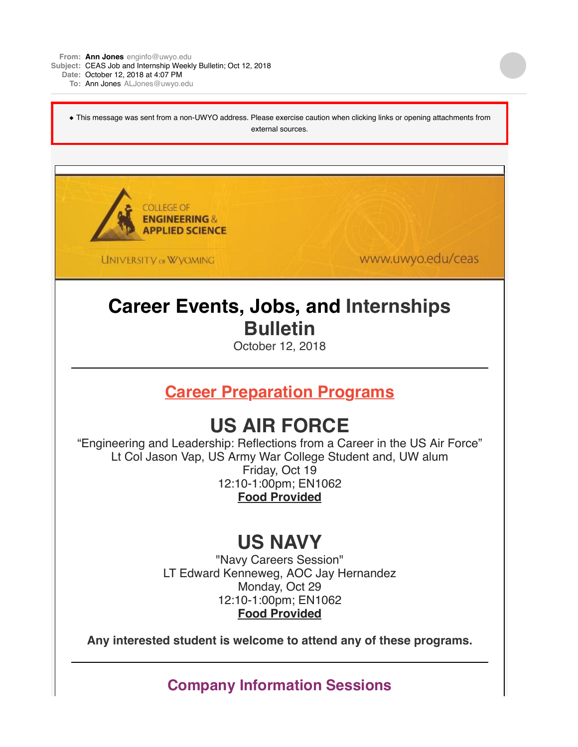**From:** **Ann Jones** enginfo@uwyo.edu
**Subject:** CEAS Job and Internship Weekly Bulletin; Oct 12, 2018
**Date:** October 12, 2018 at 4:07 PM
**To:** Ann Jones ALJones@uwyo.edu

◆ This message was sent from a non-UWYO address. Please exercise caution when clicking links or opening attachments from external sources.

COLLEGE OF **ENGINEERING & APPLIED SCIENCE**

UNIVERSITY OF WYOMING

www.uwyo.edu/ceas

# Career Events, Jobs, and Internships Bulletin

October 12, 2018

---

## Career Preparation Programs

## US AIR FORCE

"Engineering and Leadership: Reflections from a Career in the US Air Force"
Lt Col Jason Vap, US Army War College Student and, UW alum
Friday, Oct 19
12:10-1:00pm; EN1062
**Food Provided**

## US NAVY

"Navy Careers Session"
LT Edward Kenneweg, AOC Jay Hernandez
Monday, Oct 29
12:10-1:00pm; EN1062
**Food Provided**

**Any interested student is welcome to attend any of these programs.**

---

## Company Information Sessions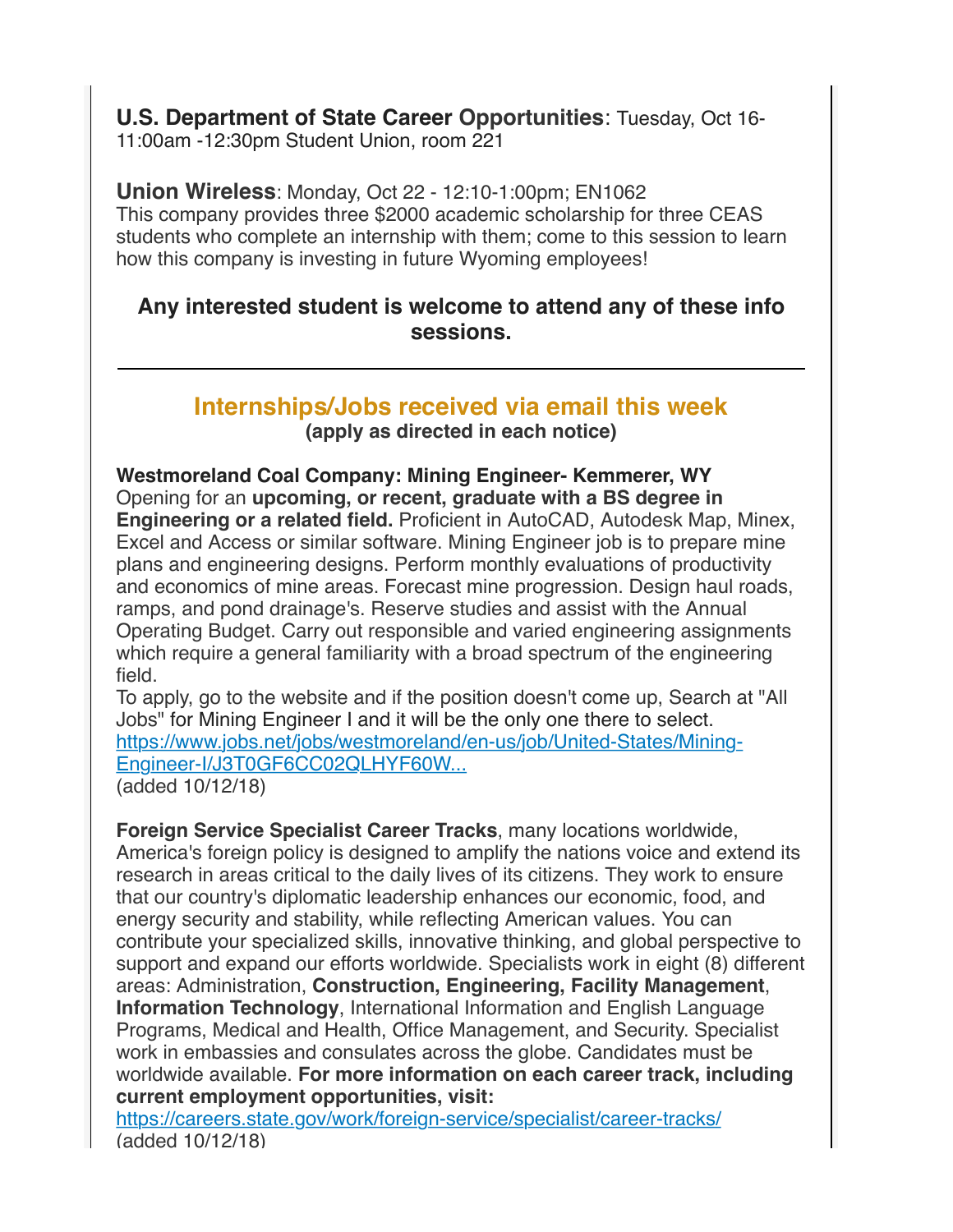**U.S. Department of State Career Opportunities**: Tuesday, Oct 16- 11:00am -12:30pm Student Union, room 221

**Union Wireless**: Monday, Oct 22 - 12:10-1:00pm; EN1062
This company provides three $2000 academic scholarship for three CEAS students who complete an internship with them; come to this session to learn how this company is investing in future Wyoming employees!

**Any interested student is welcome to attend any of these info sessions.**

---

## Internships/Jobs received via email this week

**(apply as directed in each notice)**

**Westmoreland Coal Company: Mining Engineer- Kemmerer, WY**
Opening for an **upcoming, or recent, graduate with a BS degree in Engineering or a related field.** Proficient in AutoCAD, Autodesk Map, Minex, Excel and Access or similar software. Mining Engineer job is to prepare mine plans and engineering designs. Perform monthly evaluations of productivity and economics of mine areas. Forecast mine progression. Design haul roads, ramps, and pond drainage's. Reserve studies and assist with the Annual Operating Budget. Carry out responsible and varied engineering assignments which require a general familiarity with a broad spectrum of the engineering field.
To apply, go to the website and if the position doesn't come up, Search at "All Jobs" for Mining Engineer I and it will be the only one there to select.
https://www.jobs.net/jobs/westmoreland/en-us/job/United-States/Mining-Engineer-I/J3T0GF6CC02QLHYF60W...
(added 10/12/18)

**Foreign Service Specialist Career Tracks**, many locations worldwide, America's foreign policy is designed to amplify the nations voice and extend its research in areas critical to the daily lives of its citizens. They work to ensure that our country's diplomatic leadership enhances our economic, food, and energy security and stability, while reflecting American values. You can contribute your specialized skills, innovative thinking, and global perspective to support and expand our efforts worldwide. Specialists work in eight (8) different areas: Administration, **Construction, Engineering, Facility Management**, **Information Technology**, International Information and English Language Programs, Medical and Health, Office Management, and Security. Specialist work in embassies and consulates across the globe. Candidates must be worldwide available. **For more information on each career track, including current employment opportunities, visit:**
https://careers.state.gov/work/foreign-service/specialist/career-tracks/
(added 10/12/18)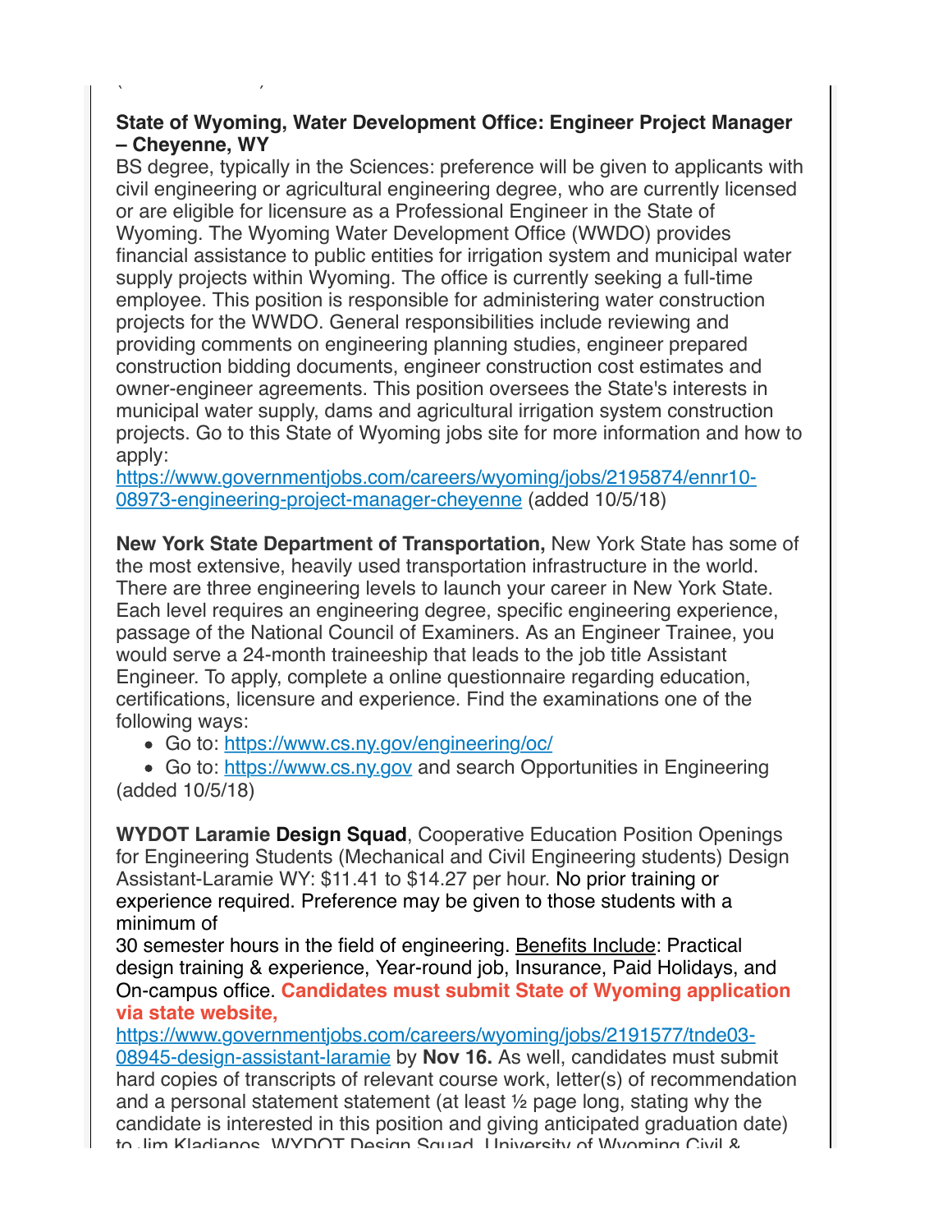**State of Wyoming, Water Development Office: Engineer Project Manager – Cheyenne, WY**
BS degree, typically in the Sciences: preference will be given to applicants with civil engineering or agricultural engineering degree, who are currently licensed or are eligible for licensure as a Professional Engineer in the State of Wyoming. The Wyoming Water Development Office (WWDO) provides financial assistance to public entities for irrigation system and municipal water supply projects within Wyoming. The office is currently seeking a full-time employee. This position is responsible for administering water construction projects for the WWDO. General responsibilities include reviewing and providing comments on engineering planning studies, engineer prepared construction bidding documents, engineer construction cost estimates and owner-engineer agreements. This position oversees the State's interests in municipal water supply, dams and agricultural irrigation system construction projects. Go to this State of Wyoming jobs site for more information and how to apply:
https://www.governmentjobs.com/careers/wyoming/jobs/2195874/ennr10-08973-engineering-project-manager-cheyenne (added 10/5/18)

**New York State Department of Transportation,** New York State has some of the most extensive, heavily used transportation infrastructure in the world. There are three engineering levels to launch your career in New York State. Each level requires an engineering degree, specific engineering experience, passage of the National Council of Examiners. As an Engineer Trainee, you would serve a 24-month traineeship that leads to the job title Assistant Engineer. To apply, complete a online questionnaire regarding education, certifications, licensure and experience. Find the examinations one of the following ways:

- Go to: https://www.cs.ny.gov/engineering/oc/
- Go to: https://www.cs.ny.gov and search Opportunities in Engineering

(added 10/5/18)

**WYDOT Laramie Design Squad**, Cooperative Education Position Openings for Engineering Students (Mechanical and Civil Engineering students) Design Assistant-Laramie WY: $11.41 to $14.27 per hour. No prior training or experience required. Preference may be given to those students with a minimum of
30 semester hours in the field of engineering. Benefits Include: Practical design training & experience, Year-round job, Insurance, Paid Holidays, and On-campus office. **Candidates must submit State of Wyoming application via state website,**
https://www.governmentjobs.com/careers/wyoming/jobs/2191577/tnde03-08945-design-assistant-laramie by **Nov 16.** As well, candidates must submit hard copies of transcripts of relevant course work, letter(s) of recommendation and a personal statement statement (at least ½ page long, stating why the candidate is interested in this position and giving anticipated graduation date) to Jim Kladianos, WYDOT Design Squad, University of Wyoming Civil &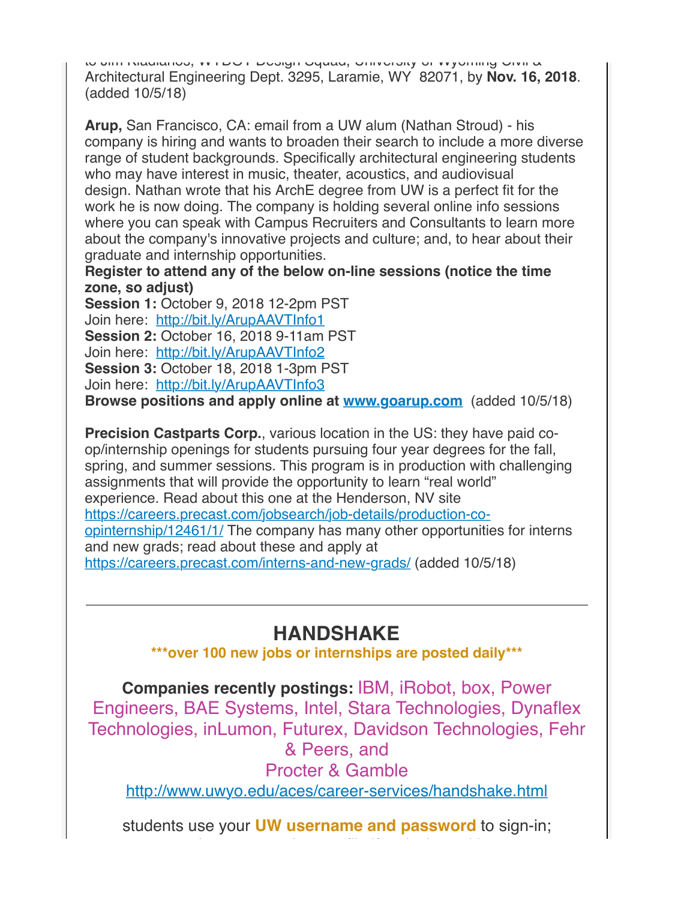to Jim Kladianos, WYDOT Design Squad, University of Wyoming Civil & Architectural Engineering Dept. 3295, Laramie, WY 82071, by **Nov. 16, 2018**. (added 10/5/18)

**Arup,** San Francisco, CA: email from a UW alum (Nathan Stroud) - his company is hiring and wants to broaden their search to include a more diverse range of student backgrounds. Specifically architectural engineering students who may have interest in music, theater, acoustics, and audiovisual design. Nathan wrote that his ArchE degree from UW is a perfect fit for the work he is now doing. The company is holding several online info sessions where you can speak with Campus Recruiters and Consultants to learn more about the company's innovative projects and culture; and, to hear about their graduate and internship opportunities.
**Register to attend any of the below on-line sessions (notice the time zone, so adjust)**
**Session 1:** October 9, 2018 12-2pm PST
Join here: [http://bit.ly/ArupAAVTInfo1](http://bit.ly/ArupAAVTInfo1)
**Session 2:** October 16, 2018 9-11am PST
Join here: [http://bit.ly/ArupAAVTInfo2](http://bit.ly/ArupAAVTInfo2)
**Session 3:** October 18, 2018 1-3pm PST
Join here: [http://bit.ly/ArupAAVTInfo3](http://bit.ly/ArupAAVTInfo3)
**Browse positions and apply online at [www.goarup.com](http://www.goarup.com)** (added 10/5/18)

**Precision Castparts Corp.**, various location in the US: they have paid co-op/internship openings for students pursuing four year degrees for the fall, spring, and summer sessions. This program is in production with challenging assignments that will provide the opportunity to learn "real world" experience. Read about this one at the Henderson, NV site [https://careers.precast.com/jobsearch/job-details/production-co-opinternship/12461/1/](https://careers.precast.com/jobsearch/job-details/production-co-opinternship/12461/1/) The company has many other opportunities for interns and new grads; read about these and apply at [https://careers.precast.com/interns-and-new-grads/](https://careers.precast.com/interns-and-new-grads/) (added 10/5/18)

---

## HANDSHAKE

**\*\*\*over 100 new jobs or internships are posted daily\*\*\***

**Companies recently postings:** IBM, iRobot, box, Power Engineers, BAE Systems, Intel, Stara Technologies, Dynaflex Technologies, inLumon, Futurex, Davidson Technologies, Fehr & Peers, and Procter & Gamble

[http://www.uwyo.edu/aces/career-services/handshake.html](http://www.uwyo.edu/aces/career-services/handshake.html)

students use your **UW username and password** to sign-in;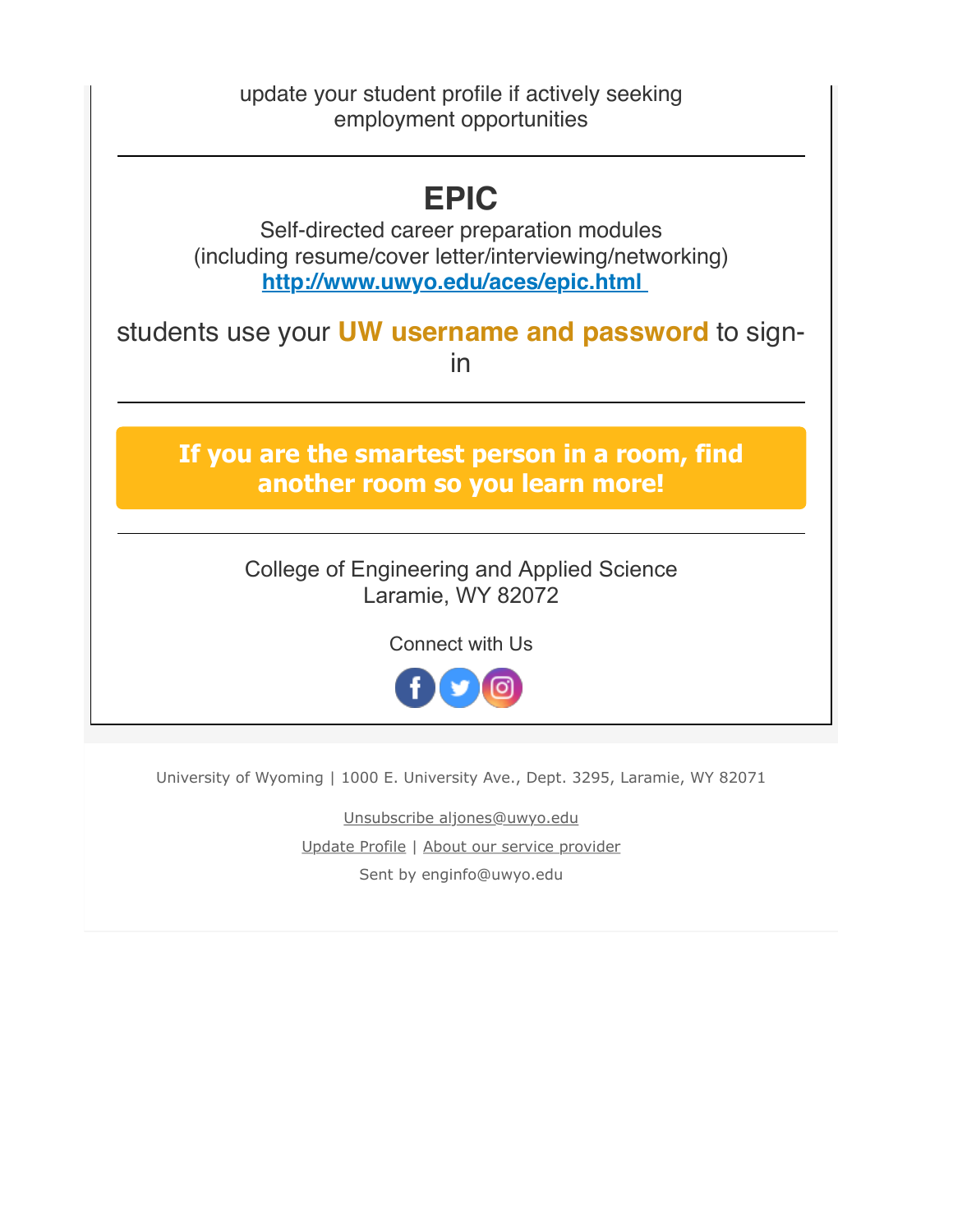update your student profile if actively seeking employment opportunities

---

## EPIC

Self-directed career preparation modules
(including resume/cover letter/interviewing/networking)
**http://www.uwyo.edu/aces/epic.html**

students use your **UW username and password** to sign-in

---

**If you are the smartest person in a room, find another room so you learn more!**

---

College of Engineering and Applied Science
Laramie, WY 82072

Connect with Us

University of Wyoming | 1000 E. University Ave., Dept. 3295, Laramie, WY 82071

Unsubscribe aljones@uwyo.edu

Update Profile | About our service provider

Sent by enginfo@uwyo.edu